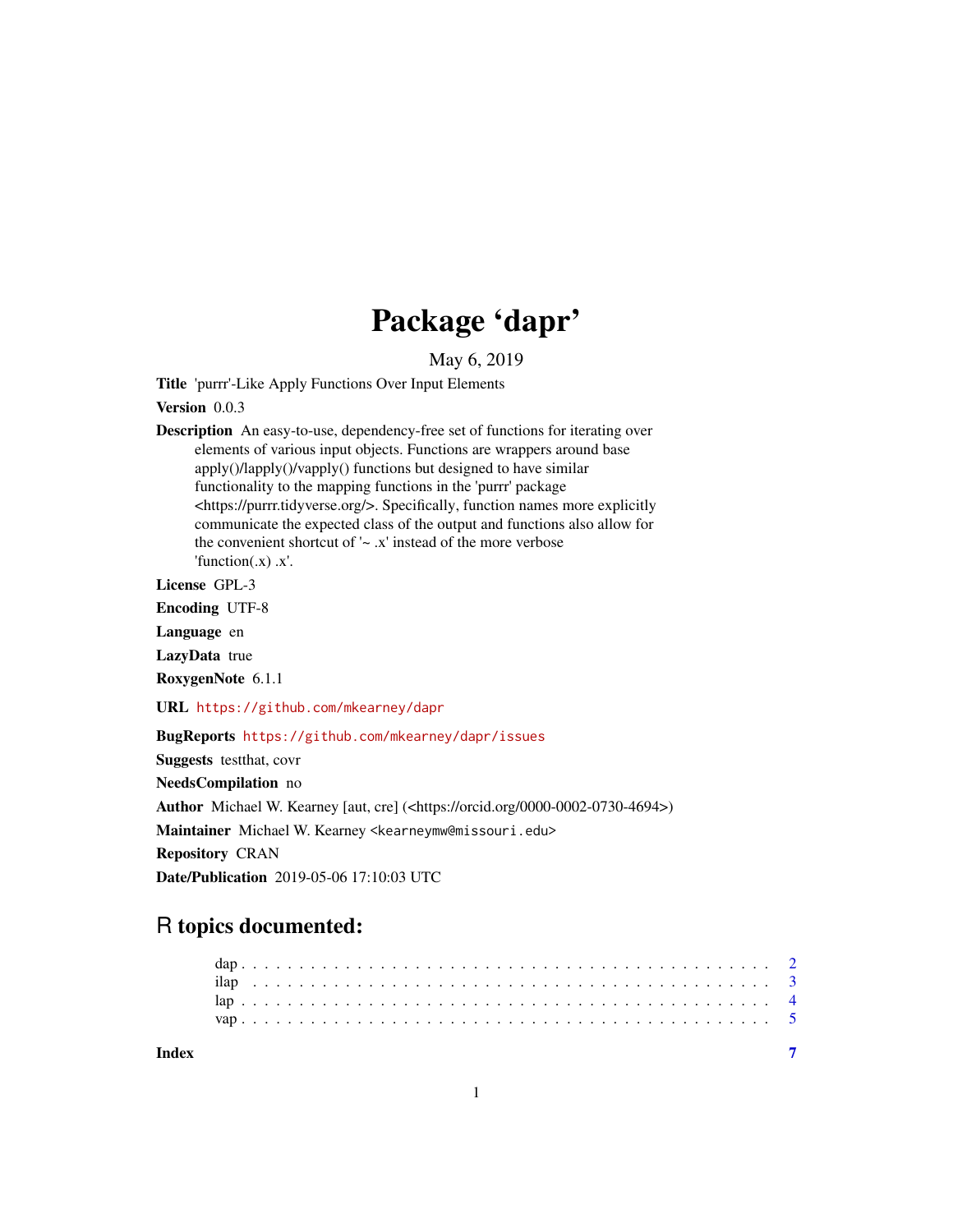# Package 'dapr'

May 6, 2019

**Title** 'purrr'-Like Apply Functions Over Input Elements

**Version** 0.0.3

**Description** An easy-to-use, dependency-free set of functions for iterating over elements of various input objects. Functions are wrappers around base apply()/lapply()/vapply() functions but designed to have similar functionality to the mapping functions in the 'purrr' package <https://purrr.tidyverse.org/>. Specifically, function names more explicitly communicate the expected class of the output and functions also allow for the convenient shortcut of '~ .x' instead of the more verbose 'function(.x) .x'.

**License** GPL-3

**Encoding** UTF-8

**Language** en

**LazyData** true

**RoxygenNote** 6.1.1

**URL** https://github.com/mkearney/dapr

**BugReports** https://github.com/mkearney/dapr/issues

**Suggests** testthat, covr

**NeedsCompilation** no

**Author** Michael W. Kearney [aut, cre] (<https://orcid.org/0000-0002-0730-4694>)

**Maintainer** Michael W. Kearney <kearneymw@missouri.edu>

**Repository** CRAN

**Date/Publication** 2019-05-06 17:10:03 UTC

## R topics documented:

dap . . . . . . . . . . . . . . . . . . . . . . . . . . . . . . . . . . . . . . . . . . 2
ilap . . . . . . . . . . . . . . . . . . . . . . . . . . . . . . . . . . . . . . . . . . 3
lap . . . . . . . . . . . . . . . . . . . . . . . . . . . . . . . . . . . . . . . . . . 4
vap . . . . . . . . . . . . . . . . . . . . . . . . . . . . . . . . . . . . . . . . . . 5

**Index** 7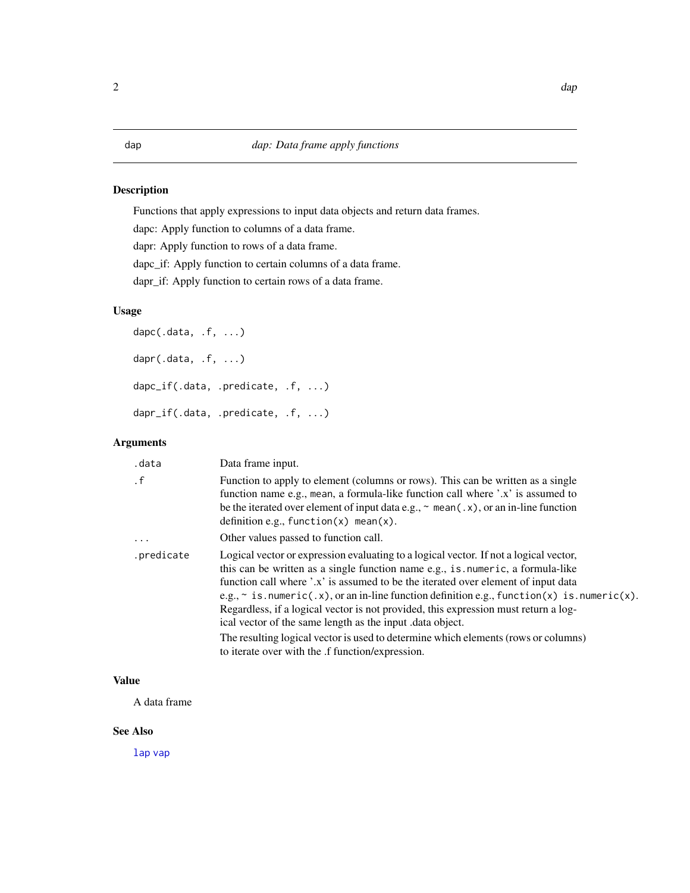## dap — *dap: Data frame apply functions*

### Description

Functions that apply expressions to input data objects and return data frames.

dapc: Apply function to columns of a data frame.

dapr: Apply function to rows of a data frame.

dapc_if: Apply function to certain columns of a data frame.

dapr_if: Apply function to certain rows of a data frame.

### Usage

```
dapc(.data, .f, ...)

dapr(.data, .f, ...)

dapc_if(.data, .predicate, .f, ...)

dapr_if(.data, .predicate, .f, ...)
```

### Arguments

| | |
|---|---|
| `.data` | Data frame input. |
| `.f` | Function to apply to element (columns or rows). This can be written as a single function name e.g., `mean`, a formula-like function call where '.x' is assumed to be the iterated over element of input data e.g., `~ mean(.x)`, or an in-line function definition e.g., `function(x) mean(x)`. |
| `...` | Other values passed to function call. |
| `.predicate` | Logical vector or expression evaluating to a logical vector. If not a logical vector, this can be written as a single function name e.g., `is.numeric`, a formula-like function call where '.x' is assumed to be the iterated over element of input data e.g., `~ is.numeric(.x)`, or an in-line function definition e.g., `function(x) is.numeric(x)`. Regardless, if a logical vector is not provided, this expression must return a logical vector of the same length as the input .data object. The resulting logical vector is used to determine which elements (rows or columns) to iterate over with the .f function/expression. |

### Value

A data frame

### See Also

lap vap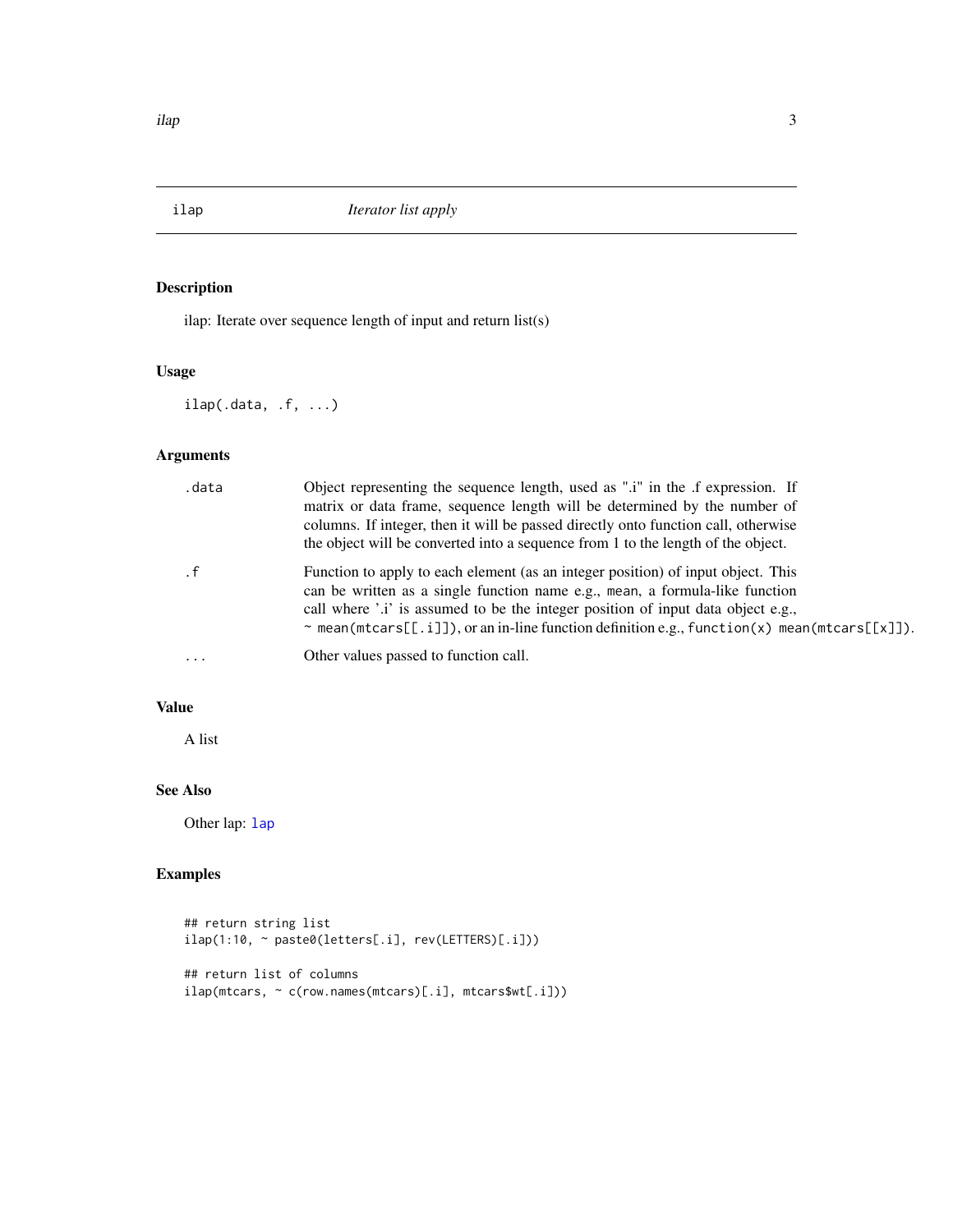# ilap — *Iterator list apply*

## Description

ilap: Iterate over sequence length of input and return list(s)

## Usage

```
ilap(.data, .f, ...)
```

## Arguments

| | |
|---|---|
| `.data` | Object representing the sequence length, used as ".i" in the .f expression. If matrix or data frame, sequence length will be determined by the number of columns. If integer, then it will be passed directly onto function call, otherwise the object will be converted into a sequence from 1 to the length of the object. |
| `.f` | Function to apply to each element (as an integer position) of input object. This can be written as a single function name e.g., `mean`, a formula-like function call where '.i' is assumed to be the integer position of input data object e.g., `~ mean(mtcars[[.i]])`, or an in-line function definition e.g., `function(x) mean(mtcars[[x]])`. |
| `...` | Other values passed to function call. |

## Value

A list

## See Also

Other lap: `lap`

## Examples

```
## return string list
ilap(1:10, ~ paste0(letters[.i], rev(LETTERS)[.i]))

## return list of columns
ilap(mtcars, ~ c(row.names(mtcars)[.i], mtcars$wt[.i]))
```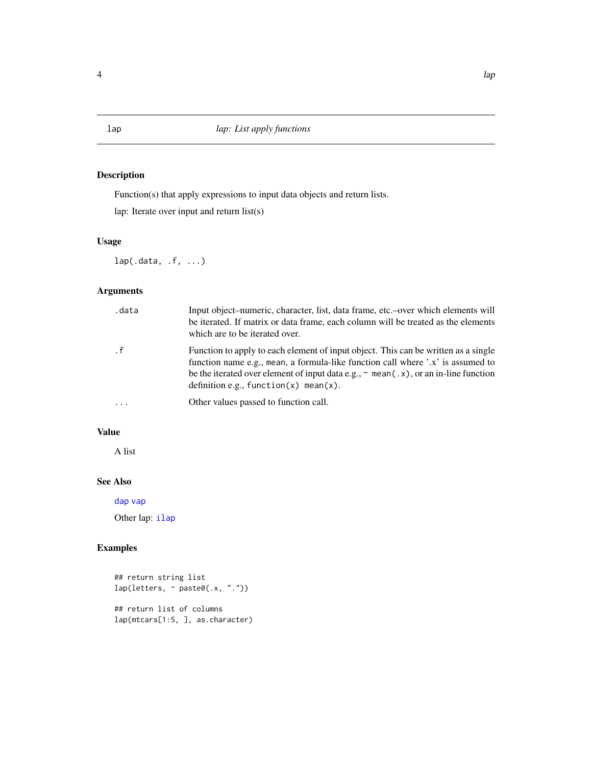# lap *lap: List apply functions*

## Description

Function(s) that apply expressions to input data objects and return lists.

lap: Iterate over input and return list(s)

## Usage

```
lap(.data, .f, ...)
```

## Arguments

| | |
|---|---|
| `.data` | Input object–numeric, character, list, data frame, etc.–over which elements will be iterated. If matrix or data frame, each column will be treated as the elements which are to be iterated over. |
| `.f` | Function to apply to each element of input object. This can be written as a single function name e.g., `mean`, a formula-like function call where '.x' is assumed to be the iterated over element of input data e.g., `~ mean(.x)`, or an in-line function definition e.g., `function(x) mean(x)`. |
| `...` | Other values passed to function call. |

## Value

A list

## See Also

dap vap

Other lap: ilap

## Examples

```
## return string list
lap(letters, ~ paste0(.x, "."))

## return list of columns
lap(mtcars[1:5, ], as.character)
```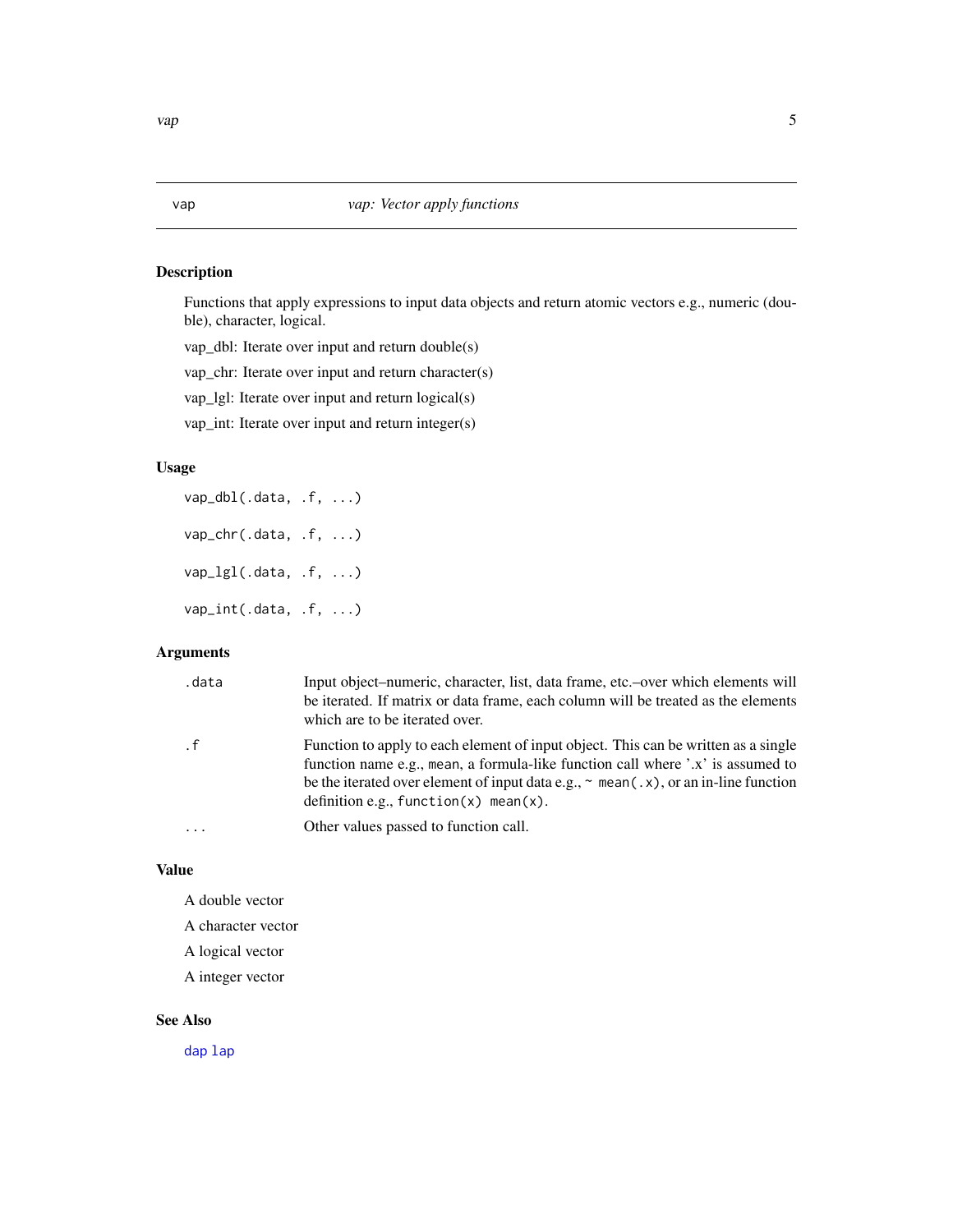## vap — *vap: Vector apply functions*

### Description

Functions that apply expressions to input data objects and return atomic vectors e.g., numeric (double), character, logical.

vap_dbl: Iterate over input and return double(s)

vap_chr: Iterate over input and return character(s)

vap_lgl: Iterate over input and return logical(s)

vap_int: Iterate over input and return integer(s)

### Usage

```
vap_dbl(.data, .f, ...)

vap_chr(.data, .f, ...)

vap_lgl(.data, .f, ...)

vap_int(.data, .f, ...)
```

### Arguments

| | |
|---|---|
| `.data` | Input object–numeric, character, list, data frame, etc.–over which elements will be iterated. If matrix or data frame, each column will be treated as the elements which are to be iterated over. |
| `.f` | Function to apply to each element of input object. This can be written as a single function name e.g., `mean`, a formula-like function call where '.x' is assumed to be the iterated over element of input data e.g., `~ mean(.x)`, or an in-line function definition e.g., `function(x) mean(x)`. |
| `...` | Other values passed to function call. |

### Value

A double vector

A character vector

A logical vector

A integer vector

### See Also

`dap` `lap`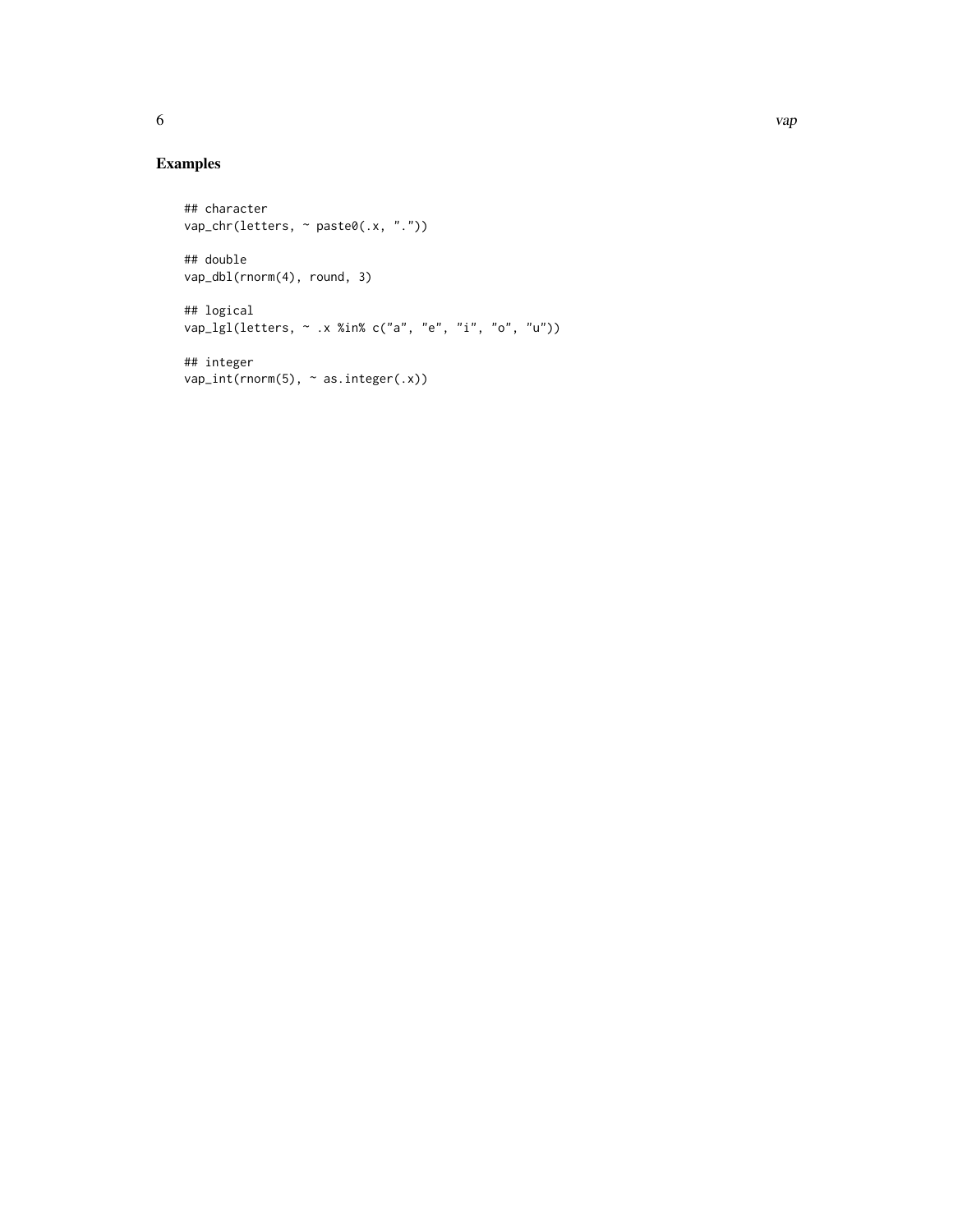## Examples

```
## character
vap_chr(letters, ~ paste0(.x, "."))

## double
vap_dbl(rnorm(4), round, 3)

## logical
vap_lgl(letters, ~ .x %in% c("a", "e", "i", "o", "u"))

## integer
vap_int(rnorm(5), ~ as.integer(.x))
```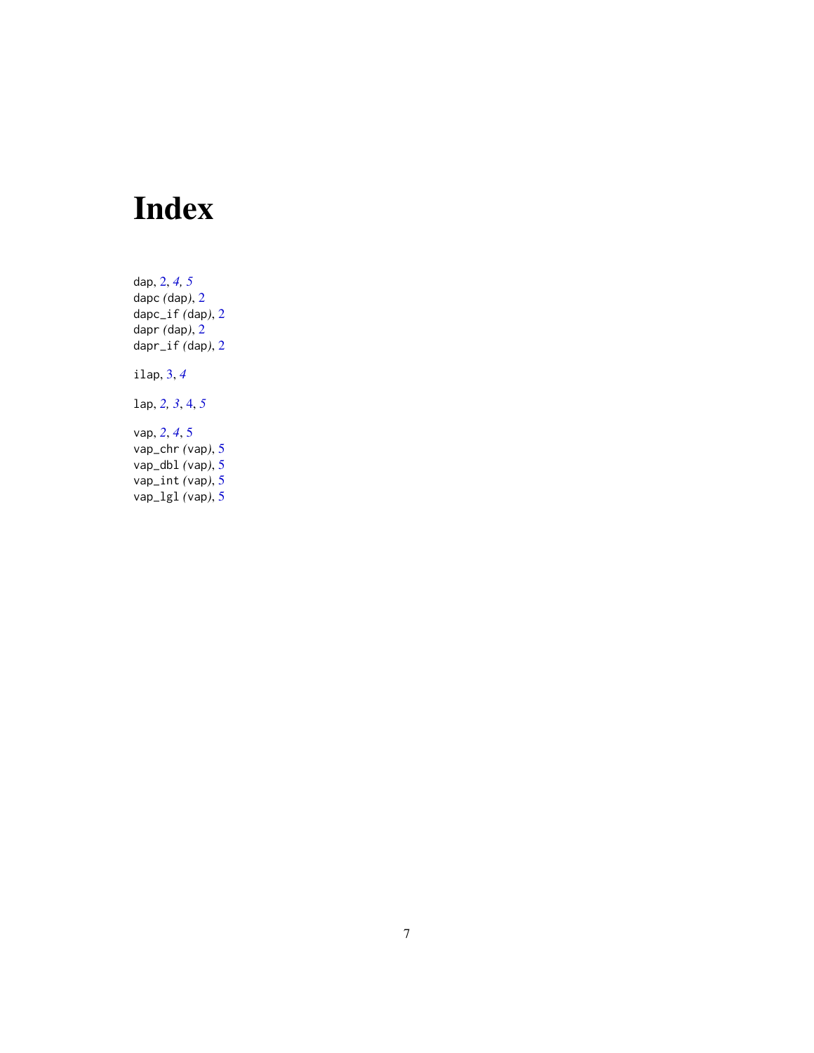# Index

dap, 2, *4, 5*
dapc *(*dap*)*, 2
dapc_if *(*dap*)*, 2
dapr *(*dap*)*, 2
dapr_if *(*dap*)*, 2

ilap, 3, *4*

lap, *2, 3*, 4, *5*

vap, *2*, *4*, 5
vap_chr *(*vap*)*, 5
vap_dbl *(*vap*)*, 5
vap_int *(*vap*)*, 5
vap_lgl *(*vap*)*, 5